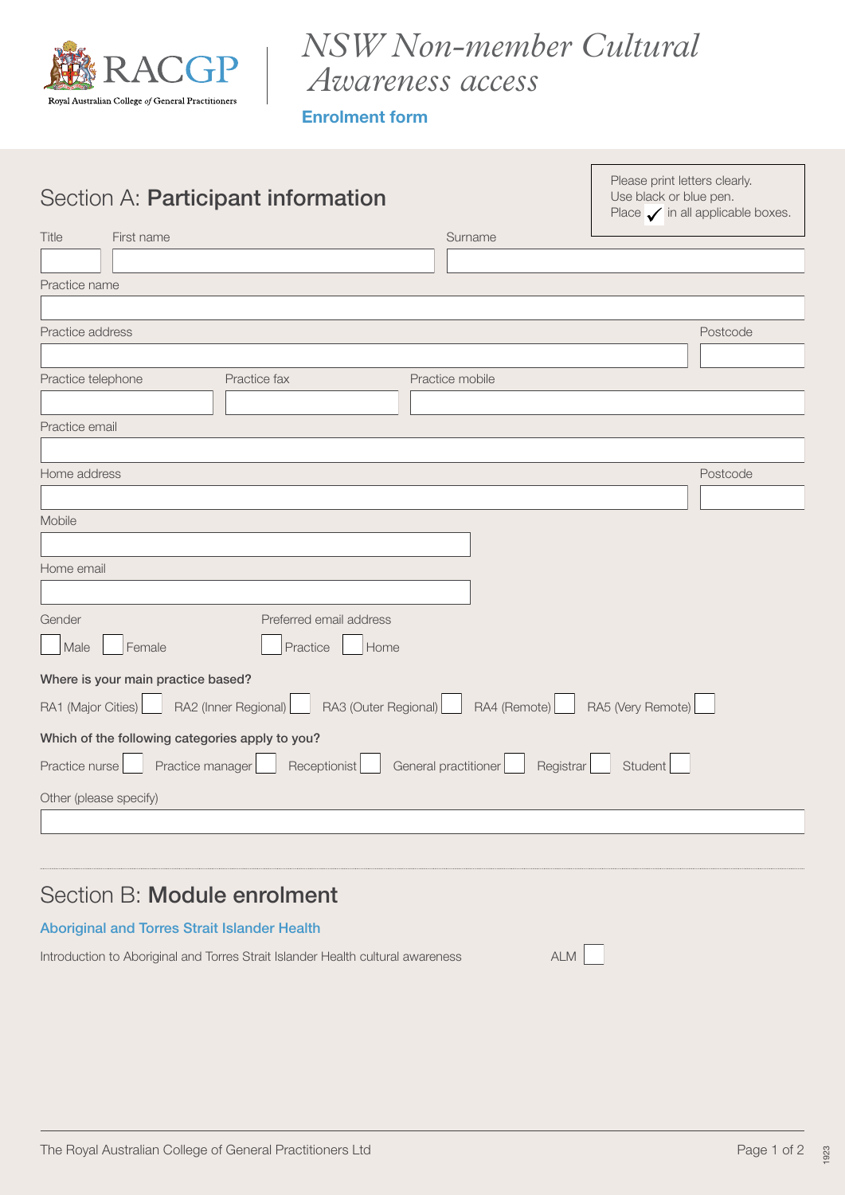RACGP

Royal Australian College *of* General Practitioners

# *NSW Non-member Cultural Awareness access*

**Enrolment form**

Please print letters clearly.
Use black or blue pen.
Place ✓ in all applicable boxes.

## Section A: **Participant information**

Title

First name

Surname

Practice name

Practice address

Postcode

Practice telephone

Practice fax

Practice mobile

Practice email

Home address

Postcode

Mobile

Home email

Gender

☐ Male ☐ Female

Preferred email address

☐ Practice ☐ Home

**Where is your main practice based?**

RA1 (Major Cities) ☐ RA2 (Inner Regional) ☐ RA3 (Outer Regional) ☐ RA4 (Remote) ☐ RA5 (Very Remote) ☐

**Which of the following categories apply to you?**

Practice nurse ☐ Practice manager ☐ Receptionist ☐ General practitioner ☐ Registrar ☐ Student ☐

Other (please specify)

## Section B: **Module enrolment**

### Aboriginal and Torres Strait Islander Health

Introduction to Aboriginal and Torres Strait Islander Health cultural awareness ALM ☐

The Royal Australian College of General Practitioners Ltd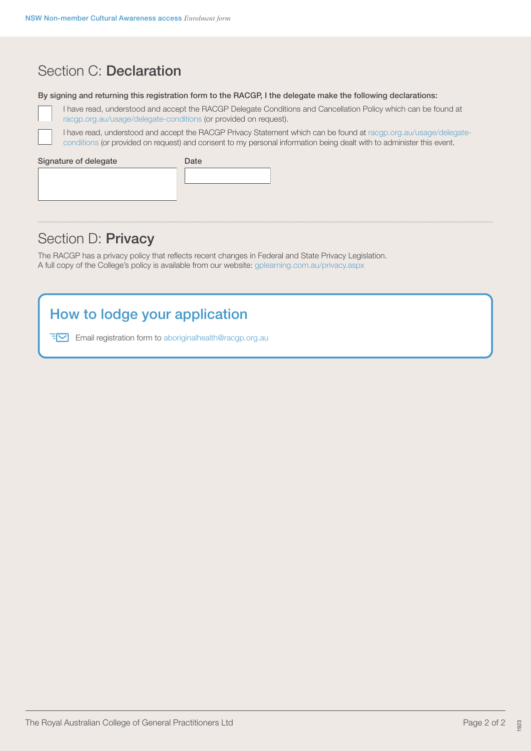## Section C: **Declaration**

**By signing and returning this registration form to the RACGP, I the delegate make the following declarations:**

- [ ] I have read, understood and accept the RACGP Delegate Conditions and Cancellation Policy which can be found at racgp.org.au/usage/delegate-conditions (or provided on request).
- [ ] I have read, understood and accept the RACGP Privacy Statement which can be found at racgp.org.au/usage/delegate-conditions (or provided on request) and consent to my personal information being dealt with to administer this event.

| Signature of delegate | Date |
| --- | --- |
| | |

## Section D: **Privacy**

The RACGP has a privacy policy that reflects recent changes in Federal and State Privacy Legislation.
A full copy of the College's policy is available from our website: gplearning.com.au/privacy.aspx

### How to lodge your application

Email registration form to aboriginalhealth@racgp.org.au

The Royal Australian College of General Practitioners Ltd

1923